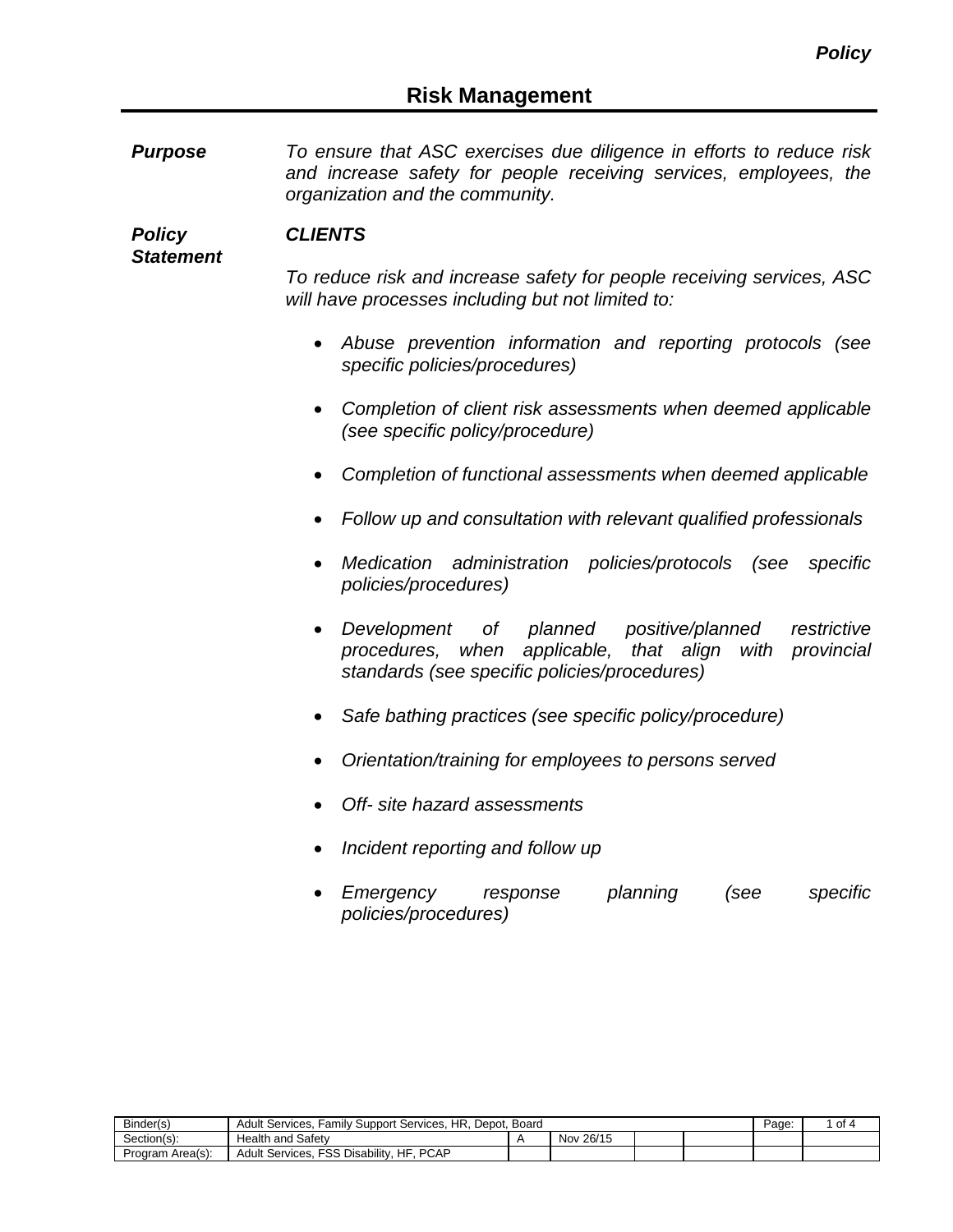# Risk Management

***Purpose*** *To ensure that ASC exercises due diligence in efforts to reduce risk and increase safety for people receiving services, employees, the organization and the community.*

***Policy Statement***

***CLIENTS***

*To reduce risk and increase safety for people receiving services, ASC will have processes including but not limited to:*

- *Abuse prevention information and reporting protocols (see specific policies/procedures)*
- *Completion of client risk assessments when deemed applicable (see specific policy/procedure)*
- *Completion of functional assessments when deemed applicable*
- *Follow up and consultation with relevant qualified professionals*
- *Medication administration policies/protocols (see specific policies/procedures)*
- *Development of planned positive/planned restrictive procedures, when applicable, that align with provincial standards (see specific policies/procedures)*
- *Safe bathing practices (see specific policy/procedure)*
- *Orientation/training for employees to persons served*
- *Off- site hazard assessments*
- *Incident reporting and follow up*
- *Emergency response planning (see specific policies/procedures)*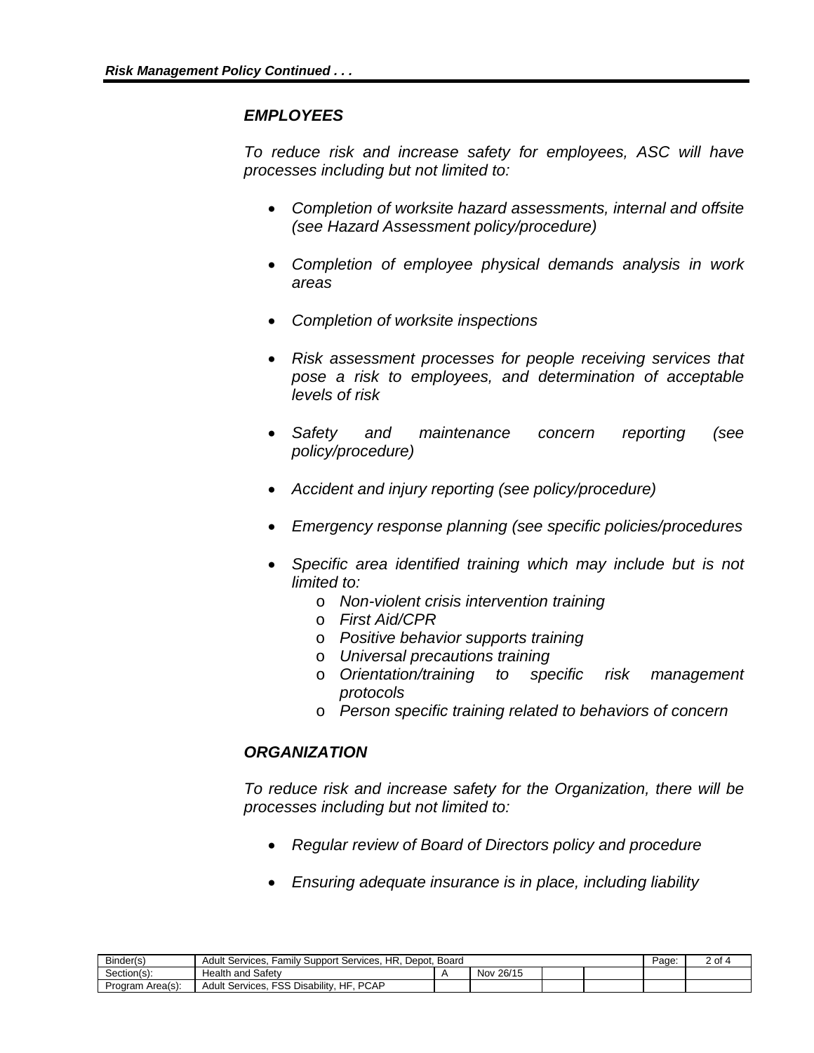### *EMPLOYEES*

*To reduce risk and increase safety for employees, ASC will have processes including but not limited to:*

- *Completion of worksite hazard assessments, internal and offsite (see Hazard Assessment policy/procedure)*
- *Completion of employee physical demands analysis in work areas*
- *Completion of worksite inspections*
- *Risk assessment processes for people receiving services that pose a risk to employees, and determination of acceptable levels of risk*
- *Safety and maintenance concern reporting (see policy/procedure)*
- *Accident and injury reporting (see policy/procedure)*
- *Emergency response planning (see specific policies/procedures*
- *Specific area identified training which may include but is not limited to:*
  - *Non-violent crisis intervention training*
  - *First Aid/CPR*
  - *Positive behavior supports training*
  - *Universal precautions training*
  - *Orientation/training to specific risk management protocols*
  - *Person specific training related to behaviors of concern*

### *ORGANIZATION*

*To reduce risk and increase safety for the Organization, there will be processes including but not limited to:*

- *Regular review of Board of Directors policy and procedure*
- *Ensuring adequate insurance is in place, including liability*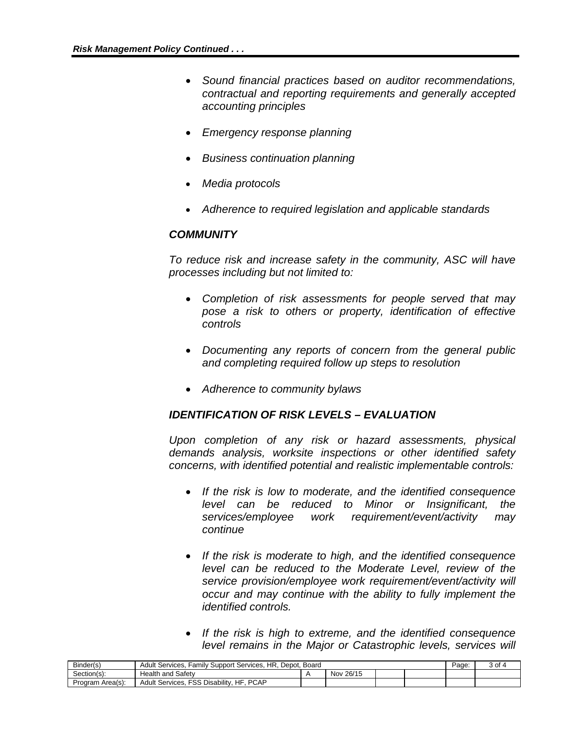- *Sound financial practices based on auditor recommendations, contractual and reporting requirements and generally accepted accounting principles*

- *Emergency response planning*

- *Business continuation planning*

- *Media protocols*

- *Adherence to required legislation and applicable standards*

### *COMMUNITY*

*To reduce risk and increase safety in the community, ASC will have processes including but not limited to:*

- *Completion of risk assessments for people served that may pose a risk to others or property, identification of effective controls*

- *Documenting any reports of concern from the general public and completing required follow up steps to resolution*

- *Adherence to community bylaws*

### *IDENTIFICATION OF RISK LEVELS – EVALUATION*

*Upon completion of any risk or hazard assessments, physical demands analysis, worksite inspections or other identified safety concerns, with identified potential and realistic implementable controls:*

- *If the risk is low to moderate, and the identified consequence level can be reduced to Minor or Insignificant, the services/employee work requirement/event/activity may continue*

- *If the risk is moderate to high, and the identified consequence level can be reduced to the Moderate Level, review of the service provision/employee work requirement/event/activity will occur and may continue with the ability to fully implement the identified controls.*

- *If the risk is high to extreme, and the identified consequence level remains in the Major or Catastrophic levels, services will*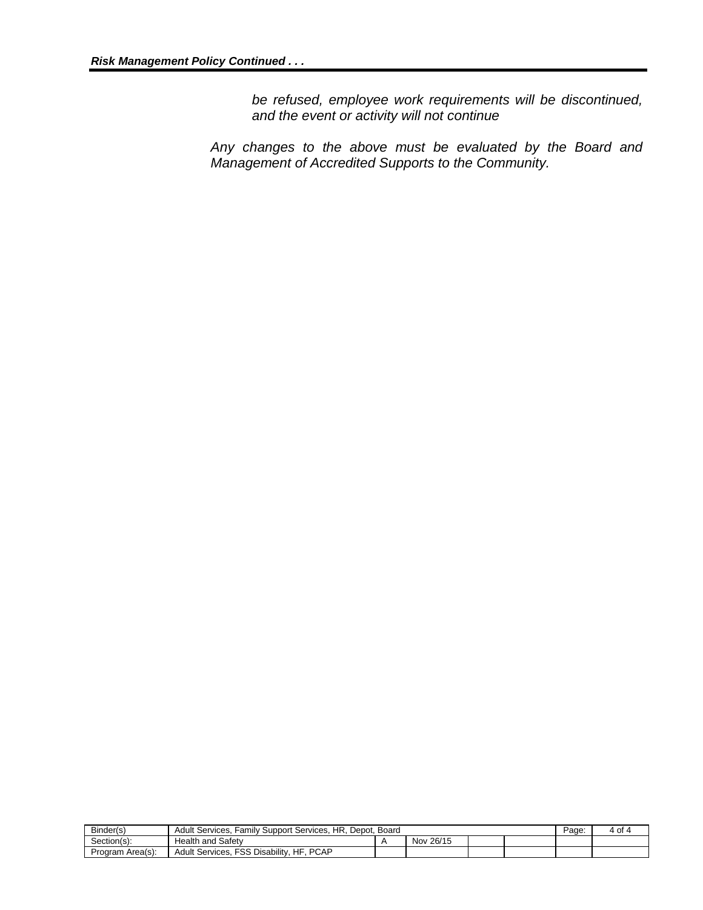*be refused, employee work requirements will be discontinued, and the event or activity will not continue*

*Any changes to the above must be evaluated by the Board and Management of Accredited Supports to the Community.*